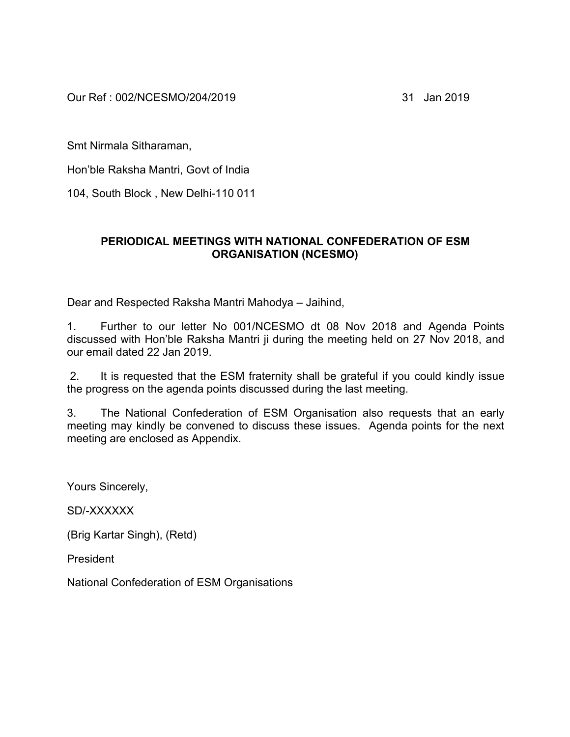Our Ref : 002/NCESMO/204/2019 31 Jan 2019

Smt Nirmala Sitharaman,

Hon'ble Raksha Mantri, Govt of India

104, South Block , New Delhi-110 011

**PERIODICAL MEETINGS WITH NATIONAL CONFEDERATION OF ESM ORGANISATION (NCESMO)**

Dear and Respected Raksha Mantri Mahodya – Jaihind,

1. Further to our letter No 001/NCESMO dt 08 Nov 2018 and Agenda Points discussed with Hon'ble Raksha Mantri ji during the meeting held on 27 Nov 2018, and our email dated 22 Jan 2019.

2. It is requested that the ESM fraternity shall be grateful if you could kindly issue the progress on the agenda points discussed during the last meeting.

3. The National Confederation of ESM Organisation also requests that an early meeting may kindly be convened to discuss these issues. Agenda points for the next meeting are enclosed as Appendix.

Yours Sincerely,

SD/-XXXXXX

(Brig Kartar Singh), (Retd)

President

National Confederation of ESM Organisations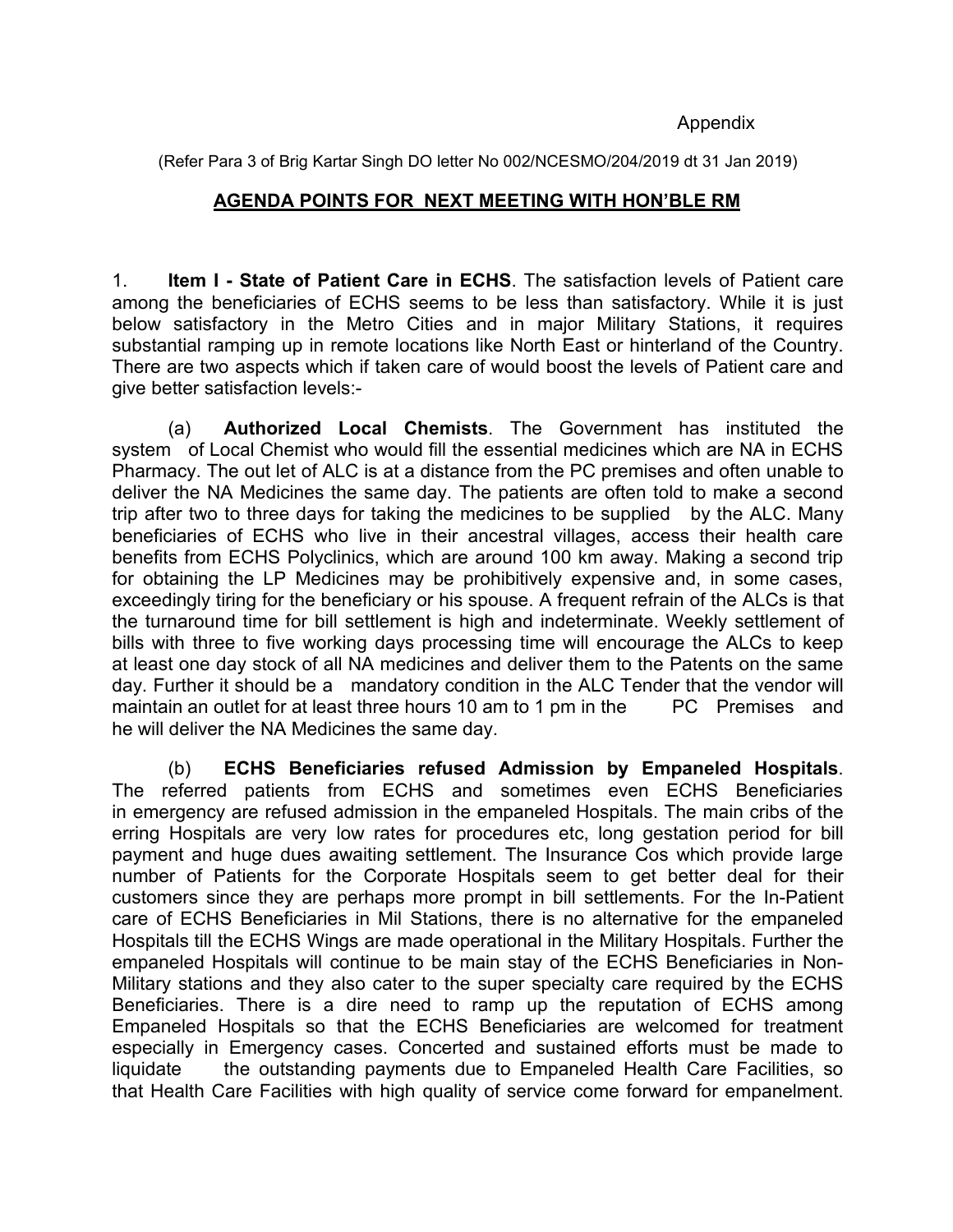Appendix

(Refer Para 3 of Brig Kartar Singh DO letter No 002/NCESMO/204/2019 dt 31 Jan 2019)

## AGENDA POINTS FOR NEXT MEETING WITH HON'BLE RM

1. **Item I - State of Patient Care in ECHS**. The satisfaction levels of Patient care among the beneficiaries of ECHS seems to be less than satisfactory. While it is just below satisfactory in the Metro Cities and in major Military Stations, it requires substantial ramping up in remote locations like North East or hinterland of the Country. There are two aspects which if taken care of would boost the levels of Patient care and give better satisfaction levels:-

(a) **Authorized Local Chemists**. The Government has instituted the system of Local Chemist who would fill the essential medicines which are NA in ECHS Pharmacy. The out let of ALC is at a distance from the PC premises and often unable to deliver the NA Medicines the same day. The patients are often told to make a second trip after two to three days for taking the medicines to be supplied by the ALC. Many beneficiaries of ECHS who live in their ancestral villages, access their health care benefits from ECHS Polyclinics, which are around 100 km away. Making a second trip for obtaining the LP Medicines may be prohibitively expensive and, in some cases, exceedingly tiring for the beneficiary or his spouse. A frequent refrain of the ALCs is that the turnaround time for bill settlement is high and indeterminate. Weekly settlement of bills with three to five working days processing time will encourage the ALCs to keep at least one day stock of all NA medicines and deliver them to the Patents on the same day. Further it should be a mandatory condition in the ALC Tender that the vendor will maintain an outlet for at least three hours 10 am to 1 pm in the PC Premises and he will deliver the NA Medicines the same day.

(b) **ECHS Beneficiaries refused Admission by Empaneled Hospitals**. The referred patients from ECHS and sometimes even ECHS Beneficiaries in emergency are refused admission in the empaneled Hospitals. The main cribs of the erring Hospitals are very low rates for procedures etc, long gestation period for bill payment and huge dues awaiting settlement. The Insurance Cos which provide large number of Patients for the Corporate Hospitals seem to get better deal for their customers since they are perhaps more prompt in bill settlements. For the In-Patient care of ECHS Beneficiaries in Mil Stations, there is no alternative for the empaneled Hospitals till the ECHS Wings are made operational in the Military Hospitals. Further the empaneled Hospitals will continue to be main stay of the ECHS Beneficiaries in Non-Military stations and they also cater to the super specialty care required by the ECHS Beneficiaries. There is a dire need to ramp up the reputation of ECHS among Empaneled Hospitals so that the ECHS Beneficiaries are welcomed for treatment especially in Emergency cases. Concerted and sustained efforts must be made to liquidate the outstanding payments due to Empaneled Health Care Facilities, so that Health Care Facilities with high quality of service come forward for empanelment.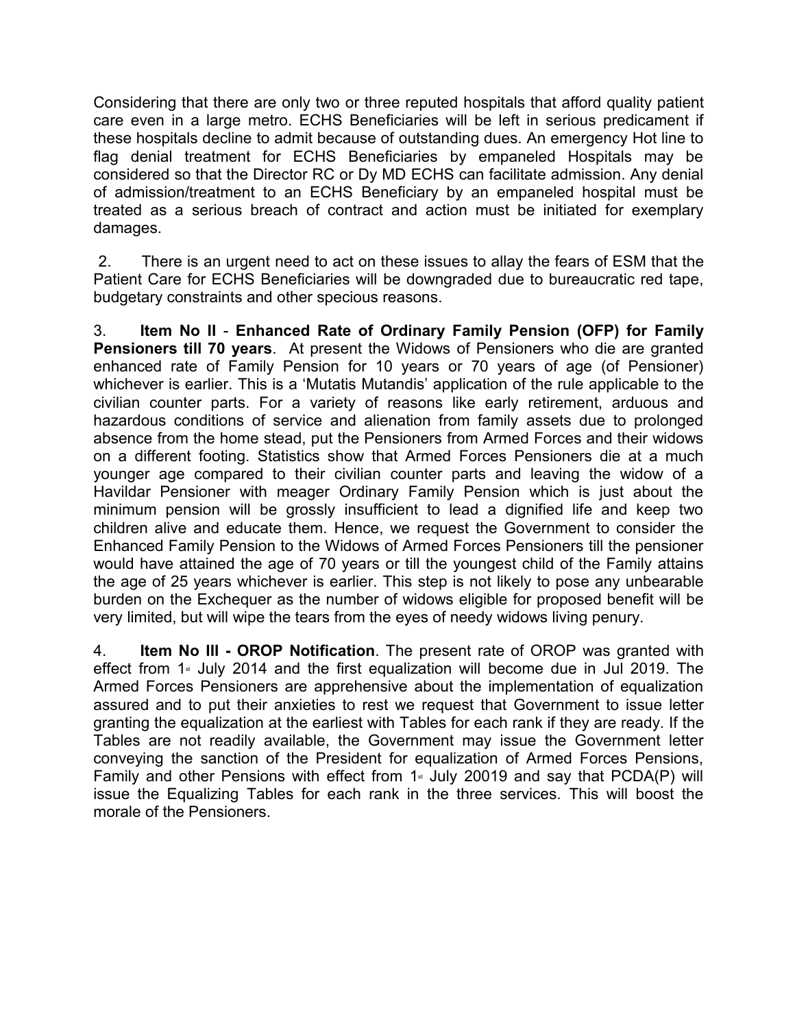Considering that there are only two or three reputed hospitals that afford quality patient care even in a large metro. ECHS Beneficiaries will be left in serious predicament if these hospitals decline to admit because of outstanding dues. An emergency Hot line to flag denial treatment for ECHS Beneficiaries by empaneled Hospitals may be considered so that the Director RC or Dy MD ECHS can facilitate admission. Any denial of admission/treatment to an ECHS Beneficiary by an empaneled hospital must be treated as a serious breach of contract and action must be initiated for exemplary damages.

2. There is an urgent need to act on these issues to allay the fears of ESM that the Patient Care for ECHS Beneficiaries will be downgraded due to bureaucratic red tape, budgetary constraints and other specious reasons.

3. **Item No II** - **Enhanced Rate of Ordinary Family Pension (OFP) for Family Pensioners till 70 years**. At present the Widows of Pensioners who die are granted enhanced rate of Family Pension for 10 years or 70 years of age (of Pensioner) whichever is earlier. This is a 'Mutatis Mutandis' application of the rule applicable to the civilian counter parts. For a variety of reasons like early retirement, arduous and hazardous conditions of service and alienation from family assets due to prolonged absence from the home stead, put the Pensioners from Armed Forces and their widows on a different footing. Statistics show that Armed Forces Pensioners die at a much younger age compared to their civilian counter parts and leaving the widow of a Havildar Pensioner with meager Ordinary Family Pension which is just about the minimum pension will be grossly insufficient to lead a dignified life and keep two children alive and educate them. Hence, we request the Government to consider the Enhanced Family Pension to the Widows of Armed Forces Pensioners till the pensioner would have attained the age of 70 years or till the youngest child of the Family attains the age of 25 years whichever is earlier. This step is not likely to pose any unbearable burden on the Exchequer as the number of widows eligible for proposed benefit will be very limited, but will wipe the tears from the eyes of needy widows living penury.

4. **Item No III - OROP Notification**. The present rate of OROP was granted with effect from 1st July 2014 and the first equalization will become due in Jul 2019. The Armed Forces Pensioners are apprehensive about the implementation of equalization assured and to put their anxieties to rest we request that Government to issue letter granting the equalization at the earliest with Tables for each rank if they are ready. If the Tables are not readily available, the Government may issue the Government letter conveying the sanction of the President for equalization of Armed Forces Pensions, Family and other Pensions with effect from 1st July 20019 and say that PCDA(P) will issue the Equalizing Tables for each rank in the three services. This will boost the morale of the Pensioners.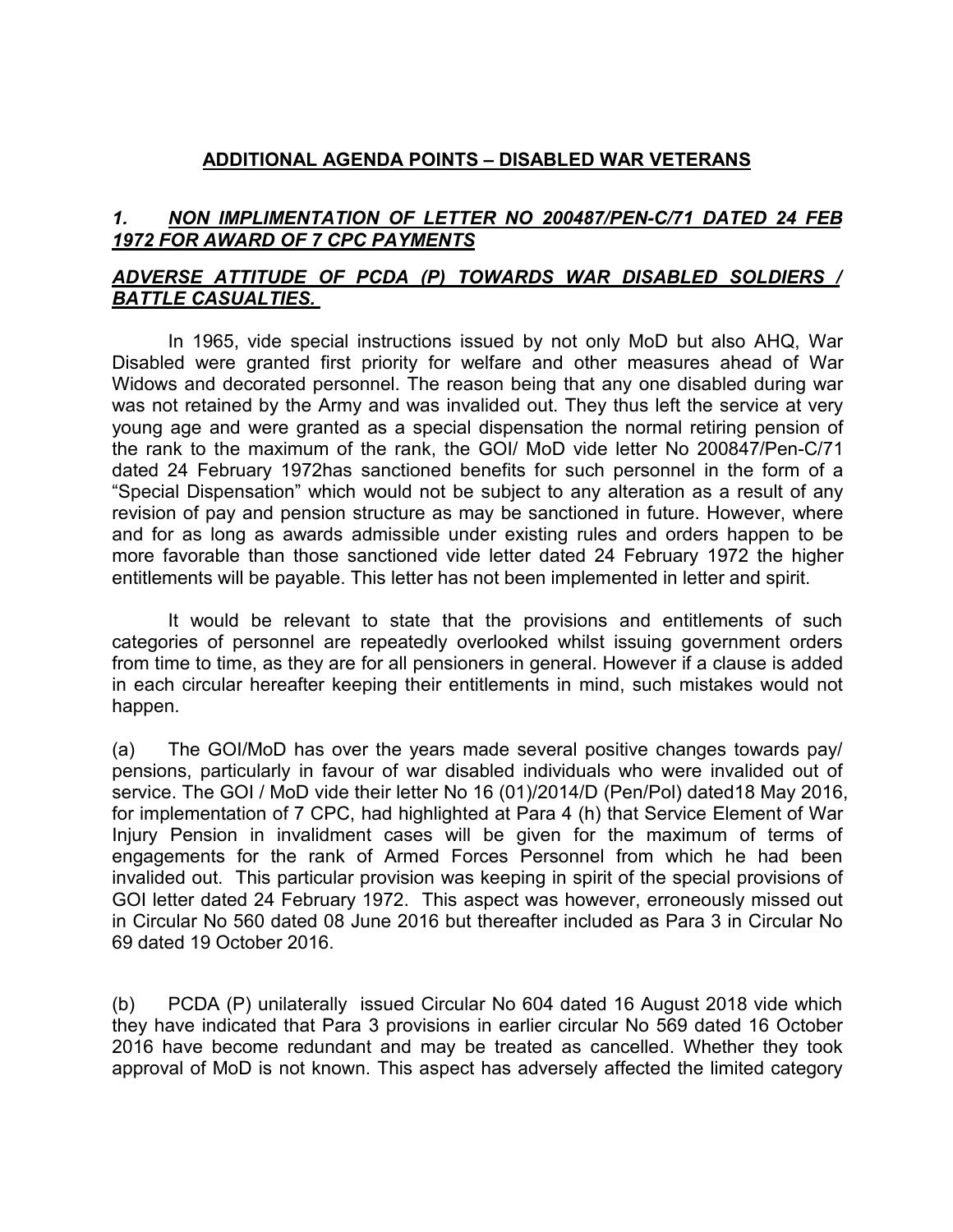## ADDITIONAL AGENDA POINTS – DISABLED WAR VETERANS

### ***1. NON IMPLIMENTATION OF LETTER NO 200487/PEN-C/71 DATED 24 FEB 1972 FOR AWARD OF 7 CPC PAYMENTS***

### ***ADVERSE ATTITUDE OF PCDA (P) TOWARDS WAR DISABLED SOLDIERS / BATTLE CASUALTIES.***

In 1965, vide special instructions issued by not only MoD but also AHQ, War Disabled were granted first priority for welfare and other measures ahead of War Widows and decorated personnel. The reason being that any one disabled during war was not retained by the Army and was invalided out. They thus left the service at very young age and were granted as a special dispensation the normal retiring pension of the rank to the maximum of the rank, the GOI/ MoD vide letter No 200847/Pen-C/71 dated 24 February 1972has sanctioned benefits for such personnel in the form of a "Special Dispensation" which would not be subject to any alteration as a result of any revision of pay and pension structure as may be sanctioned in future. However, where and for as long as awards admissible under existing rules and orders happen to be more favorable than those sanctioned vide letter dated 24 February 1972 the higher entitlements will be payable. This letter has not been implemented in letter and spirit.

It would be relevant to state that the provisions and entitlements of such categories of personnel are repeatedly overlooked whilst issuing government orders from time to time, as they are for all pensioners in general. However if a clause is added in each circular hereafter keeping their entitlements in mind, such mistakes would not happen.

(a) The GOI/MoD has over the years made several positive changes towards pay/ pensions, particularly in favour of war disabled individuals who were invalided out of service. The GOI / MoD vide their letter No 16 (01)/2014/D (Pen/Pol) dated18 May 2016, for implementation of 7 CPC, had highlighted at Para 4 (h) that Service Element of War Injury Pension in invalidment cases will be given for the maximum of terms of engagements for the rank of Armed Forces Personnel from which he had been invalided out. This particular provision was keeping in spirit of the special provisions of GOI letter dated 24 February 1972. This aspect was however, erroneously missed out in Circular No 560 dated 08 June 2016 but thereafter included as Para 3 in Circular No 69 dated 19 October 2016.

(b) PCDA (P) unilaterally issued Circular No 604 dated 16 August 2018 vide which they have indicated that Para 3 provisions in earlier circular No 569 dated 16 October 2016 have become redundant and may be treated as cancelled. Whether they took approval of MoD is not known. This aspect has adversely affected the limited category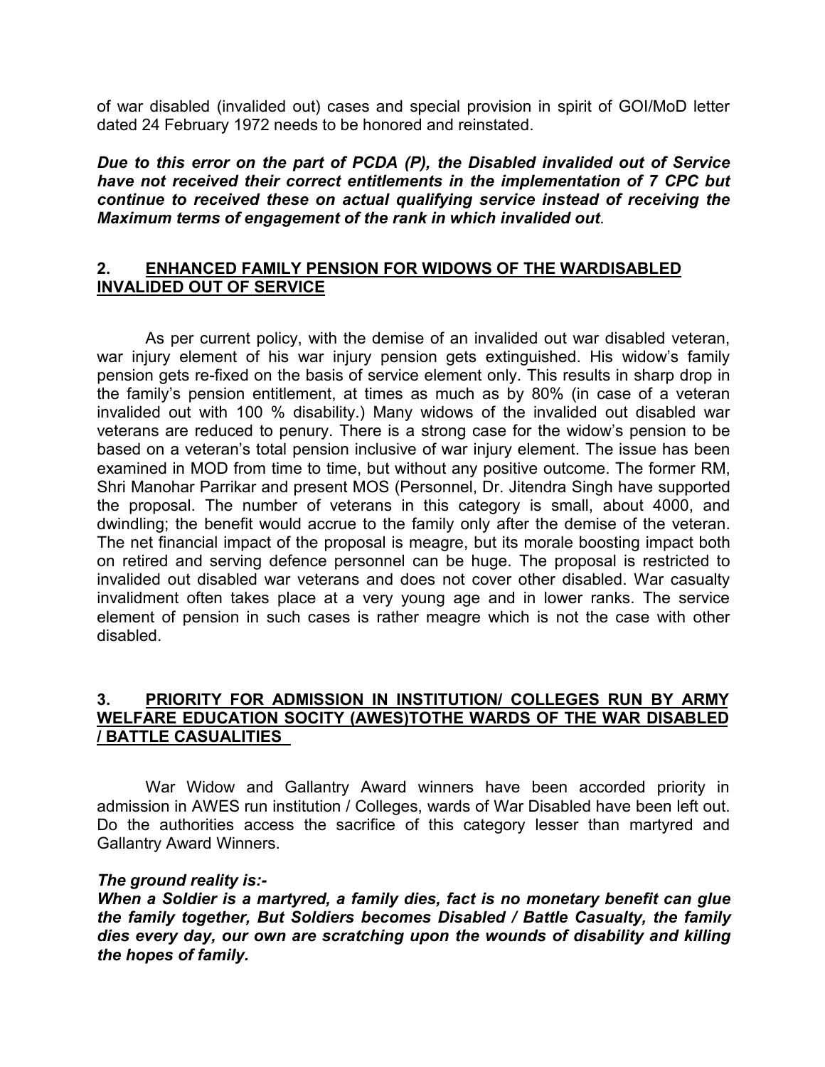of war disabled (invalided out) cases and special provision in spirit of GOI/MoD letter dated 24 February 1972 needs to be honored and reinstated.

***Due to this error on the part of PCDA (P), the Disabled invalided out of Service have not received their correct entitlements in the implementation of 7 CPC but continue to received these on actual qualifying service instead of receiving the Maximum terms of engagement of the rank in which invalided out***.

## 2. ENHANCED FAMILY PENSION FOR WIDOWS OF THE WARDISABLED INVALIDED OUT OF SERVICE

As per current policy, with the demise of an invalided out war disabled veteran, war injury element of his war injury pension gets extinguished. His widow's family pension gets re-fixed on the basis of service element only. This results in sharp drop in the family's pension entitlement, at times as much as by 80% (in case of a veteran invalided out with 100 % disability.) Many widows of the invalided out disabled war veterans are reduced to penury. There is a strong case for the widow's pension to be based on a veteran's total pension inclusive of war injury element. The issue has been examined in MOD from time to time, but without any positive outcome. The former RM, Shri Manohar Parrikar and present MOS (Personnel, Dr. Jitendra Singh have supported the proposal. The number of veterans in this category is small, about 4000, and dwindling; the benefit would accrue to the family only after the demise of the veteran. The net financial impact of the proposal is meagre, but its morale boosting impact both on retired and serving defence personnel can be huge. The proposal is restricted to invalided out disabled war veterans and does not cover other disabled. War casualty invalidment often takes place at a very young age and in lower ranks. The service element of pension in such cases is rather meagre which is not the case with other disabled.

## 3. PRIORITY FOR ADMISSION IN INSTITUTION/ COLLEGES RUN BY ARMY WELFARE EDUCATION SOCITY (AWES)TOTHE WARDS OF THE WAR DISABLED / BATTLE CASUALITIES

War Widow and Gallantry Award winners have been accorded priority in admission in AWES run institution / Colleges, wards of War Disabled have been left out. Do the authorities access the sacrifice of this category lesser than martyred and Gallantry Award Winners.

***The ground reality is:-***

***When a Soldier is a martyred, a family dies, fact is no monetary benefit can glue the family together, But Soldiers becomes Disabled / Battle Casualty, the family dies every day, our own are scratching upon the wounds of disability and killing the hopes of family.***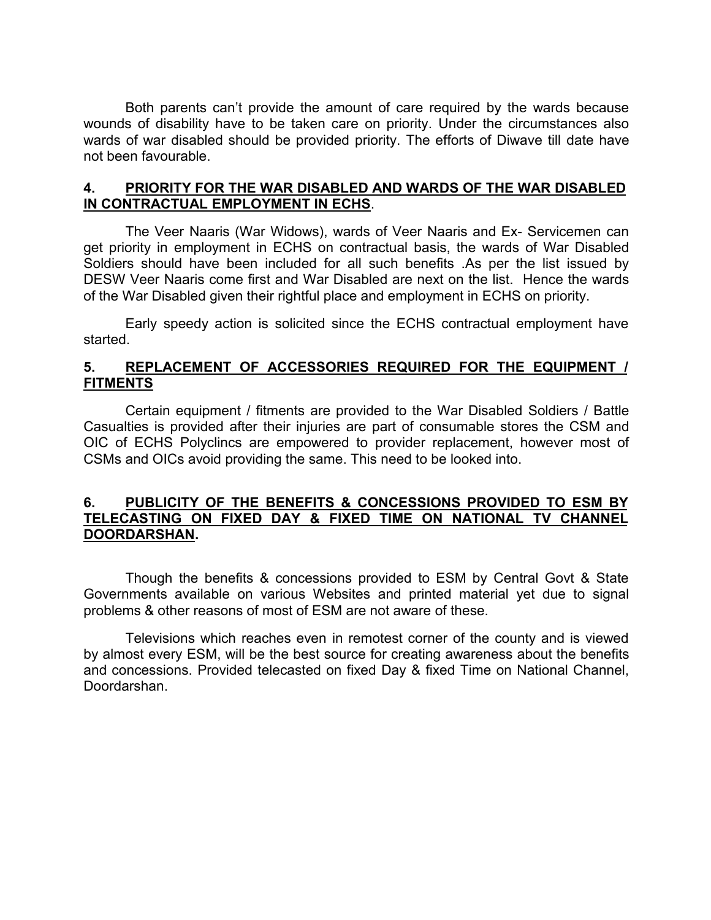Both parents can't provide the amount of care required by the wards because wounds of disability have to be taken care on priority. Under the circumstances also wards of war disabled should be provided priority. The efforts of Diwave till date have not been favourable.

**4. PRIORITY FOR THE WAR DISABLED AND WARDS OF THE WAR DISABLED IN CONTRACTUAL EMPLOYMENT IN ECHS.**

The Veer Naaris (War Widows), wards of Veer Naaris and Ex- Servicemen can get priority in employment in ECHS on contractual basis, the wards of War Disabled Soldiers should have been included for all such benefits .As per the list issued by DESW Veer Naaris come first and War Disabled are next on the list. Hence the wards of the War Disabled given their rightful place and employment in ECHS on priority.

Early speedy action is solicited since the ECHS contractual employment have started.

**5. REPLACEMENT OF ACCESSORIES REQUIRED FOR THE EQUIPMENT / FITMENTS**

Certain equipment / fitments are provided to the War Disabled Soldiers / Battle Casualties is provided after their injuries are part of consumable stores the CSM and OIC of ECHS Polyclincs are empowered to provider replacement, however most of CSMs and OICs avoid providing the same. This need to be looked into.

**6. PUBLICITY OF THE BENEFITS & CONCESSIONS PROVIDED TO ESM BY TELECASTING ON FIXED DAY & FIXED TIME ON NATIONAL TV CHANNEL DOORDARSHAN.**

Though the benefits & concessions provided to ESM by Central Govt & State Governments available on various Websites and printed material yet due to signal problems & other reasons of most of ESM are not aware of these.

Televisions which reaches even in remotest corner of the county and is viewed by almost every ESM, will be the best source for creating awareness about the benefits and concessions. Provided telecasted on fixed Day & fixed Time on National Channel, Doordarshan.